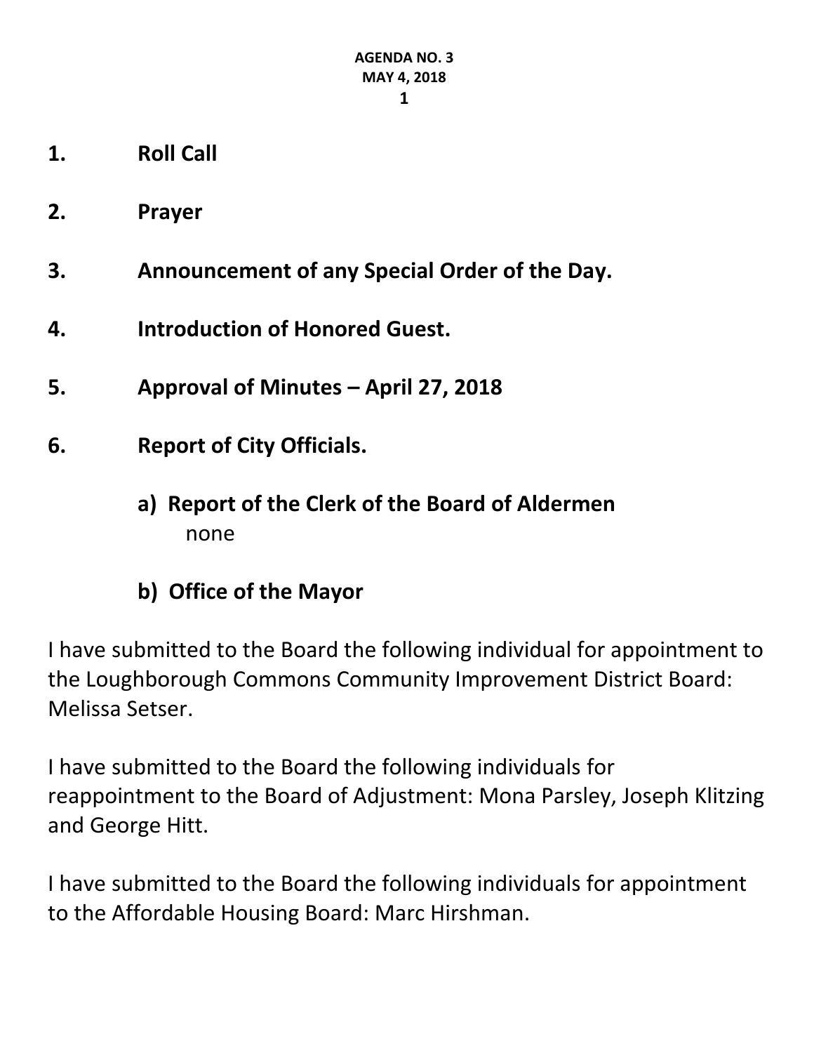**AGENDA NO. 3**
**MAY 4, 2018**

1. **Roll Call**

2. **Prayer**

3. **Announcement of any Special Order of the Day.**

4. **Introduction of Honored Guest.**

5. **Approval of Minutes – April 27, 2018**

6. **Report of City Officials.**

   **a) Report of the Clerk of the Board of Aldermen**
   none

   **b) Office of the Mayor**

I have submitted to the Board the following individual for appointment to the Loughborough Commons Community Improvement District Board: Melissa Setser.

I have submitted to the Board the following individuals for reappointment to the Board of Adjustment: Mona Parsley, Joseph Klitzing and George Hitt.

I have submitted to the Board the following individuals for appointment to the Affordable Housing Board: Marc Hirshman.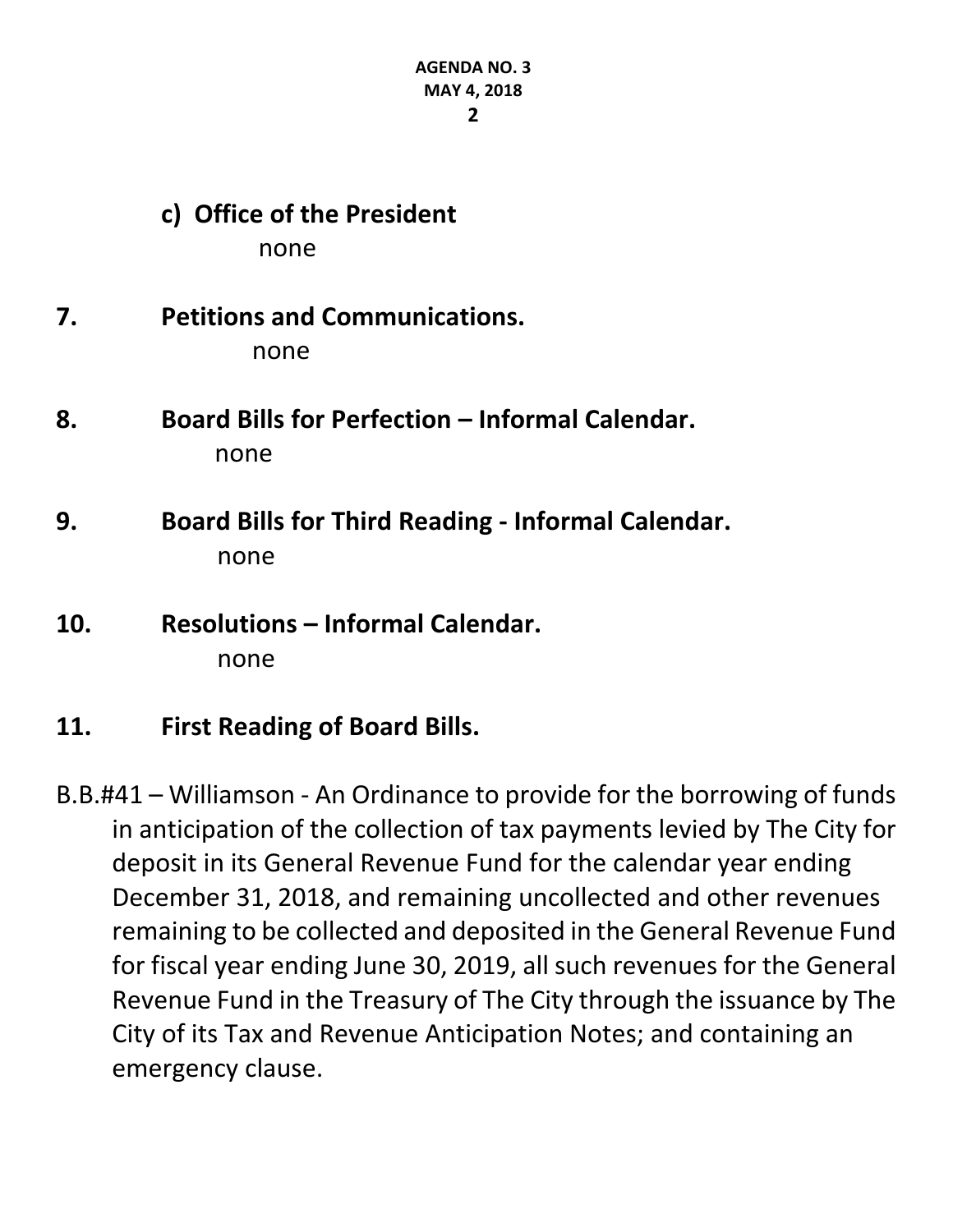**c) Office of the President**

none

**7. Petitions and Communications.**

none

**8. Board Bills for Perfection – Informal Calendar.**

none

**9. Board Bills for Third Reading - Informal Calendar.**

none

**10. Resolutions – Informal Calendar.**

none

**11. First Reading of Board Bills.**

B.B.#41 – Williamson - An Ordinance to provide for the borrowing of funds in anticipation of the collection of tax payments levied by The City for deposit in its General Revenue Fund for the calendar year ending December 31, 2018, and remaining uncollected and other revenues remaining to be collected and deposited in the General Revenue Fund for fiscal year ending June 30, 2019, all such revenues for the General Revenue Fund in the Treasury of The City through the issuance by The City of its Tax and Revenue Anticipation Notes; and containing an emergency clause.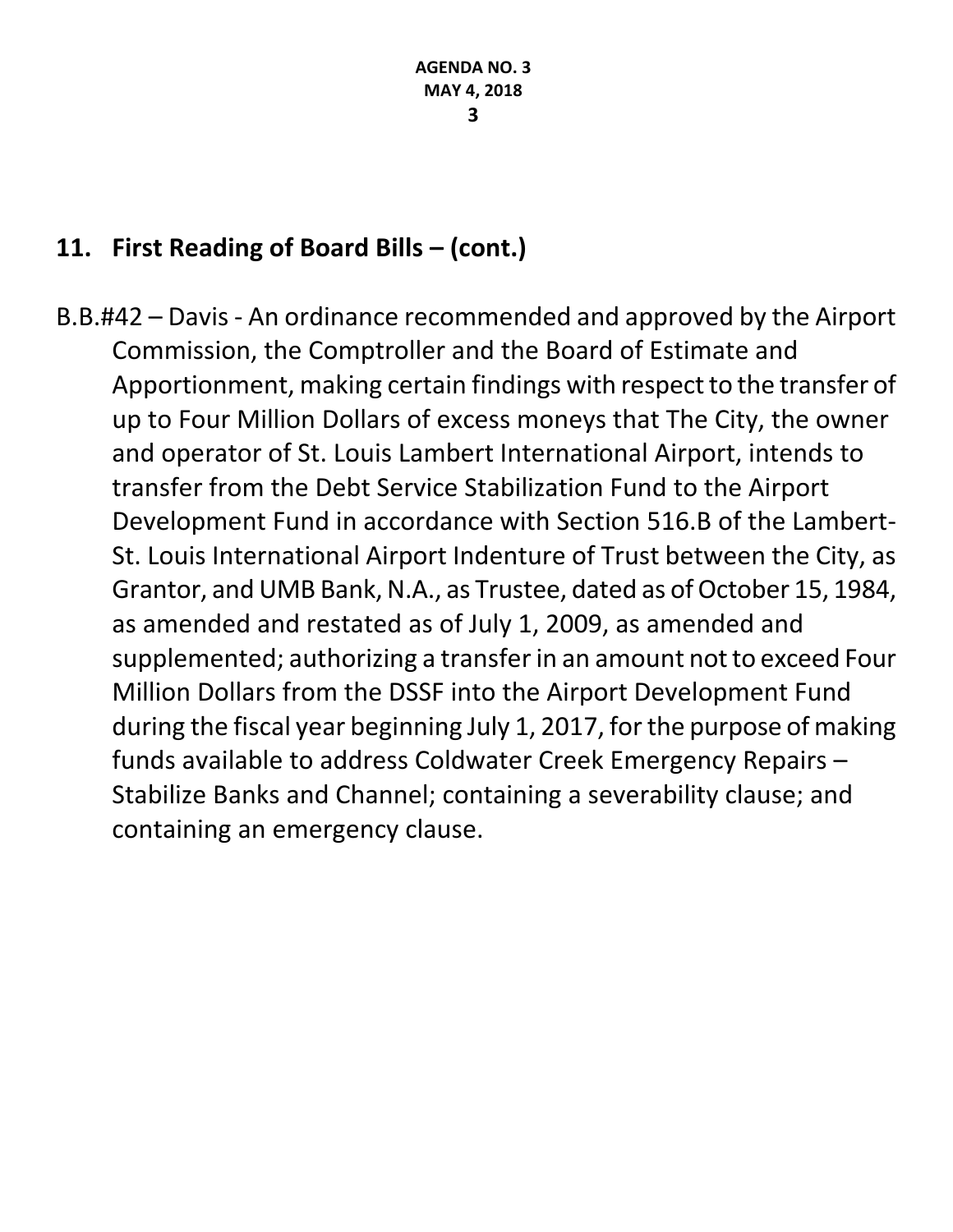## 11. First Reading of Board Bills – (cont.)

B.B.#42 – Davis - An ordinance recommended and approved by the Airport Commission, the Comptroller and the Board of Estimate and Apportionment, making certain findings with respect to the transfer of up to Four Million Dollars of excess moneys that The City, the owner and operator of St. Louis Lambert International Airport, intends to transfer from the Debt Service Stabilization Fund to the Airport Development Fund in accordance with Section 516.B of the Lambert-St. Louis International Airport Indenture of Trust between the City, as Grantor, and UMB Bank, N.A., as Trustee, dated as of October 15, 1984, as amended and restated as of July 1, 2009, as amended and supplemented; authorizing a transfer in an amount not to exceed Four Million Dollars from the DSSF into the Airport Development Fund during the fiscal year beginning July 1, 2017, for the purpose of making funds available to address Coldwater Creek Emergency Repairs – Stabilize Banks and Channel; containing a severability clause; and containing an emergency clause.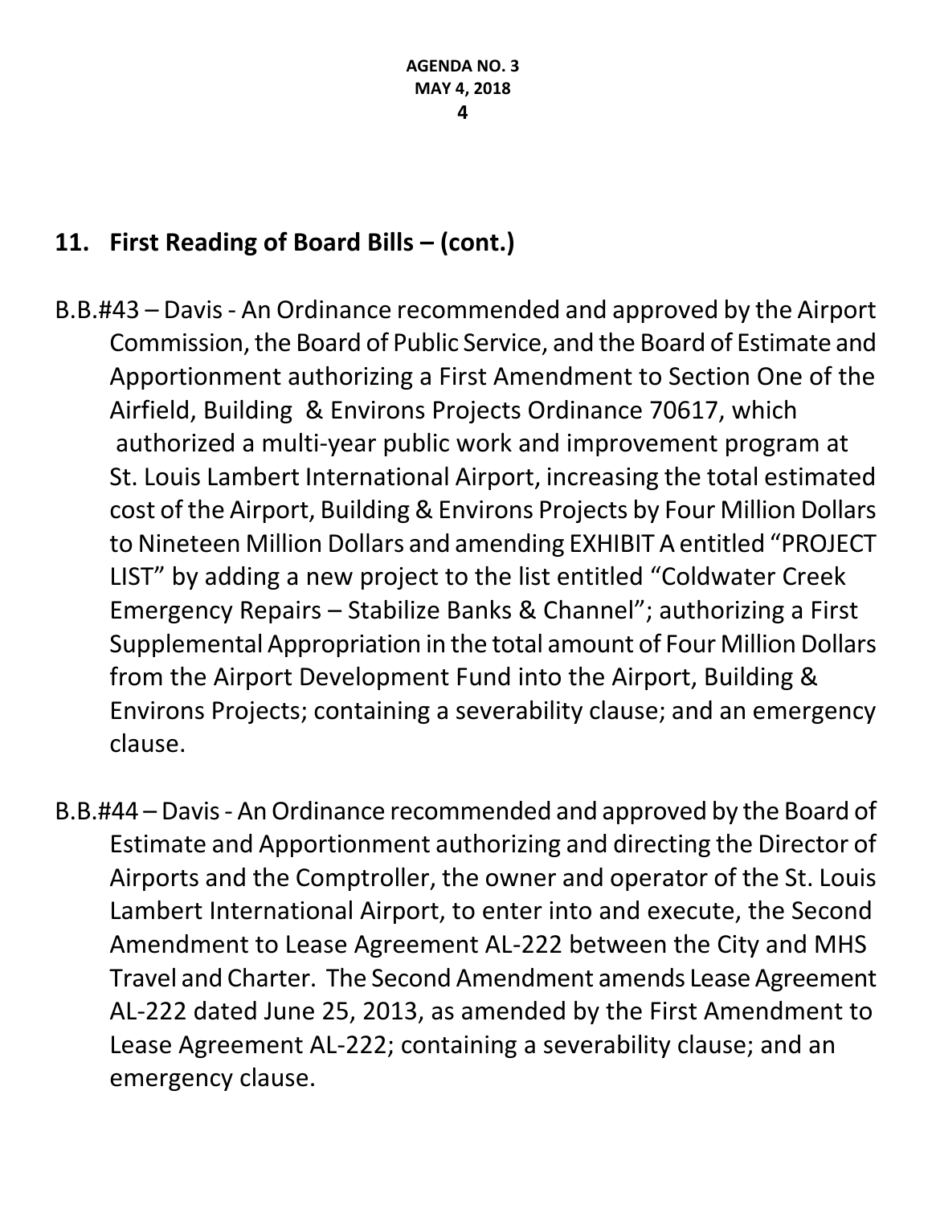## 11. First Reading of Board Bills – (cont.)

B.B.#43 – Davis - An Ordinance recommended and approved by the Airport Commission, the Board of Public Service, and the Board of Estimate and Apportionment authorizing a First Amendment to Section One of the Airfield, Building & Environs Projects Ordinance 70617, which authorized a multi-year public work and improvement program at St. Louis Lambert International Airport, increasing the total estimated cost of the Airport, Building & Environs Projects by Four Million Dollars to Nineteen Million Dollars and amending EXHIBIT A entitled "PROJECT LIST" by adding a new project to the list entitled "Coldwater Creek Emergency Repairs – Stabilize Banks & Channel"; authorizing a First Supplemental Appropriation in the total amount of Four Million Dollars from the Airport Development Fund into the Airport, Building & Environs Projects; containing a severability clause; and an emergency clause.

B.B.#44 – Davis - An Ordinance recommended and approved by the Board of Estimate and Apportionment authorizing and directing the Director of Airports and the Comptroller, the owner and operator of the St. Louis Lambert International Airport, to enter into and execute, the Second Amendment to Lease Agreement AL-222 between the City and MHS Travel and Charter. The Second Amendment amends Lease Agreement AL-222 dated June 25, 2013, as amended by the First Amendment to Lease Agreement AL-222; containing a severability clause; and an emergency clause.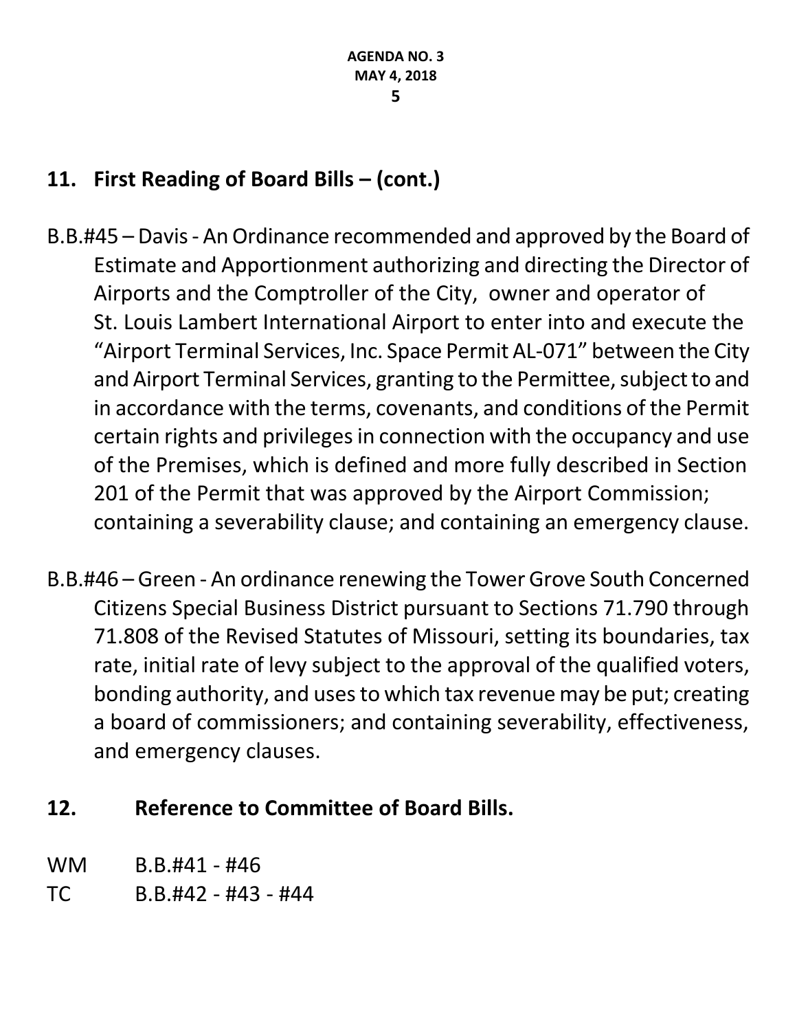## 11. First Reading of Board Bills – (cont.)

B.B.#45 – Davis - An Ordinance recommended and approved by the Board of Estimate and Apportionment authorizing and directing the Director of Airports and the Comptroller of the City, owner and operator of St. Louis Lambert International Airport to enter into and execute the "Airport Terminal Services, Inc. Space Permit AL-071" between the City and Airport Terminal Services, granting to the Permittee, subject to and in accordance with the terms, covenants, and conditions of the Permit certain rights and privileges in connection with the occupancy and use of the Premises, which is defined and more fully described in Section 201 of the Permit that was approved by the Airport Commission; containing a severability clause; and containing an emergency clause.

B.B.#46 – Green - An ordinance renewing the Tower Grove South Concerned Citizens Special Business District pursuant to Sections 71.790 through 71.808 of the Revised Statutes of Missouri, setting its boundaries, tax rate, initial rate of levy subject to the approval of the qualified voters, bonding authority, and uses to which tax revenue may be put; creating a board of commissioners; and containing severability, effectiveness, and emergency clauses.

## 12. Reference to Committee of Board Bills.

WM B.B.#41 - #46

TC B.B.#42 - #43 - #44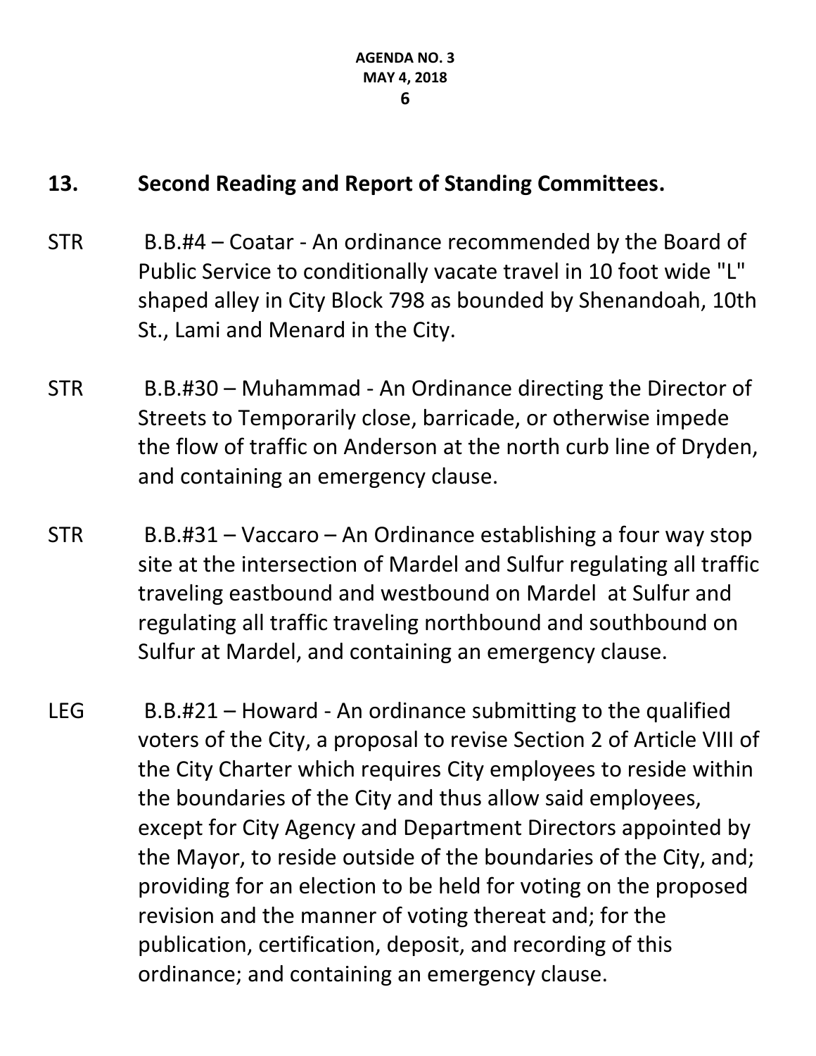## 13. Second Reading and Report of Standing Committees.

STR B.B.#4 – Coatar - An ordinance recommended by the Board of Public Service to conditionally vacate travel in 10 foot wide "L" shaped alley in City Block 798 as bounded by Shenandoah, 10th St., Lami and Menard in the City.

STR B.B.#30 – Muhammad - An Ordinance directing the Director of Streets to Temporarily close, barricade, or otherwise impede the flow of traffic on Anderson at the north curb line of Dryden, and containing an emergency clause.

STR B.B.#31 – Vaccaro – An Ordinance establishing a four way stop site at the intersection of Mardel and Sulfur regulating all traffic traveling eastbound and westbound on Mardel at Sulfur and regulating all traffic traveling northbound and southbound on Sulfur at Mardel, and containing an emergency clause.

LEG B.B.#21 – Howard - An ordinance submitting to the qualified voters of the City, a proposal to revise Section 2 of Article VIII of the City Charter which requires City employees to reside within the boundaries of the City and thus allow said employees, except for City Agency and Department Directors appointed by the Mayor, to reside outside of the boundaries of the City, and; providing for an election to be held for voting on the proposed revision and the manner of voting thereat and; for the publication, certification, deposit, and recording of this ordinance; and containing an emergency clause.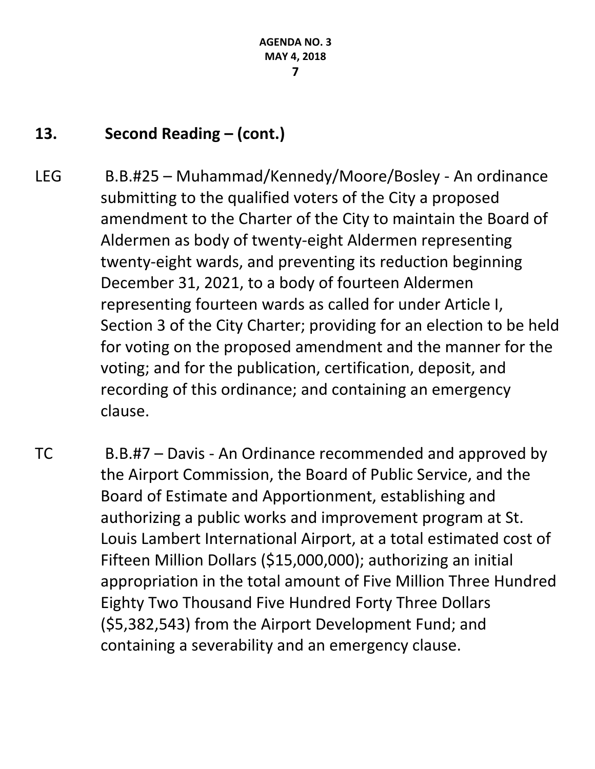## 13. Second Reading – (cont.)

LEG B.B.#25 – Muhammad/Kennedy/Moore/Bosley - An ordinance submitting to the qualified voters of the City a proposed amendment to the Charter of the City to maintain the Board of Aldermen as body of twenty-eight Aldermen representing twenty-eight wards, and preventing its reduction beginning December 31, 2021, to a body of fourteen Aldermen representing fourteen wards as called for under Article I, Section 3 of the City Charter; providing for an election to be held for voting on the proposed amendment and the manner for the voting; and for the publication, certification, deposit, and recording of this ordinance; and containing an emergency clause.

TC B.B.#7 – Davis - An Ordinance recommended and approved by the Airport Commission, the Board of Public Service, and the Board of Estimate and Apportionment, establishing and authorizing a public works and improvement program at St. Louis Lambert International Airport, at a total estimated cost of Fifteen Million Dollars ($15,000,000); authorizing an initial appropriation in the total amount of Five Million Three Hundred Eighty Two Thousand Five Hundred Forty Three Dollars ($5,382,543) from the Airport Development Fund; and containing a severability and an emergency clause.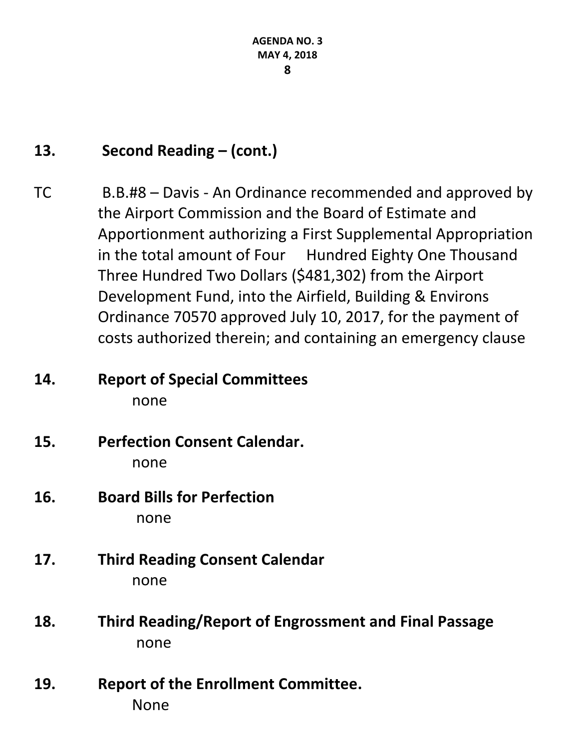## 13. Second Reading – (cont.)

TC B.B.#8 – Davis - An Ordinance recommended and approved by the Airport Commission and the Board of Estimate and Apportionment authorizing a First Supplemental Appropriation in the total amount of Four Hundred Eighty One Thousand Three Hundred Two Dollars ($481,302) from the Airport Development Fund, into the Airfield, Building & Environs Ordinance 70570 approved July 10, 2017, for the payment of costs authorized therein; and containing an emergency clause

## 14. Report of Special Committees

none

## 15. Perfection Consent Calendar.

none

## 16. Board Bills for Perfection

none

## 17. Third Reading Consent Calendar

none

## 18. Third Reading/Report of Engrossment and Final Passage

none

## 19. Report of the Enrollment Committee.

None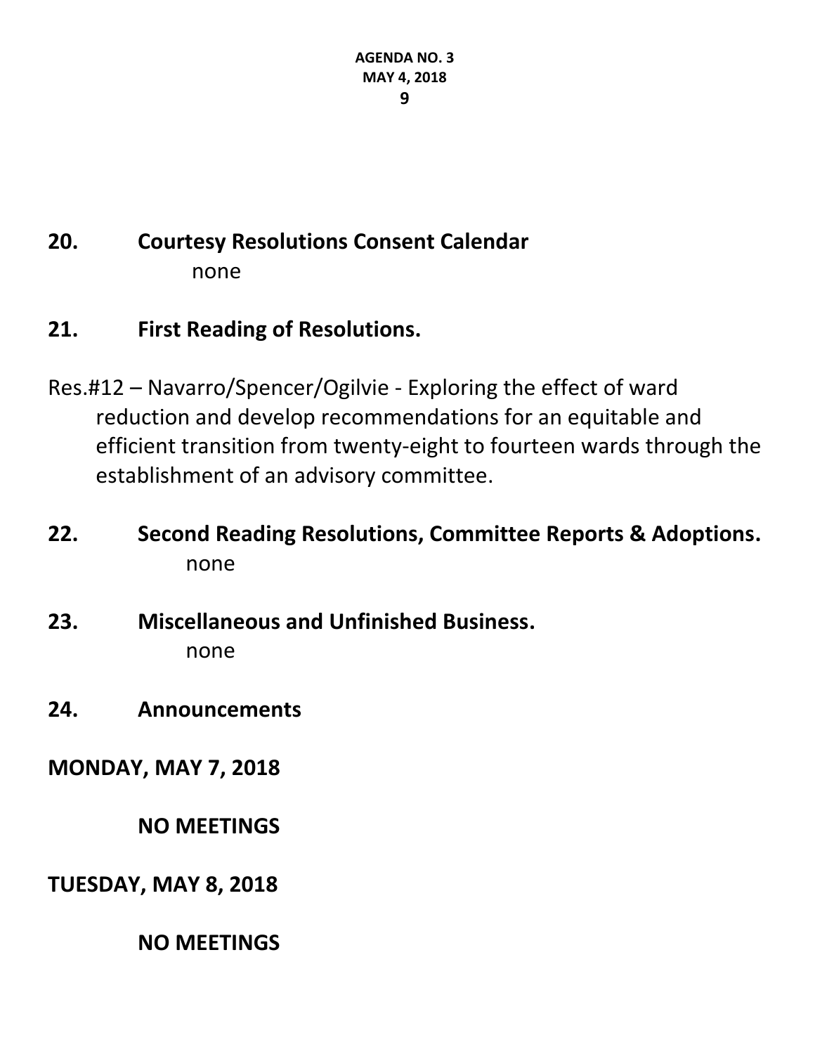## 20. Courtesy Resolutions Consent Calendar

none

## 21. First Reading of Resolutions.

Res.#12 – Navarro/Spencer/Ogilvie - Exploring the effect of ward reduction and develop recommendations for an equitable and efficient transition from twenty-eight to fourteen wards through the establishment of an advisory committee.

## 22. Second Reading Resolutions, Committee Reports & Adoptions.

none

## 23. Miscellaneous and Unfinished Business.

none

## 24. Announcements

**MONDAY, MAY 7, 2018**

**NO MEETINGS**

**TUESDAY, MAY 8, 2018**

**NO MEETINGS**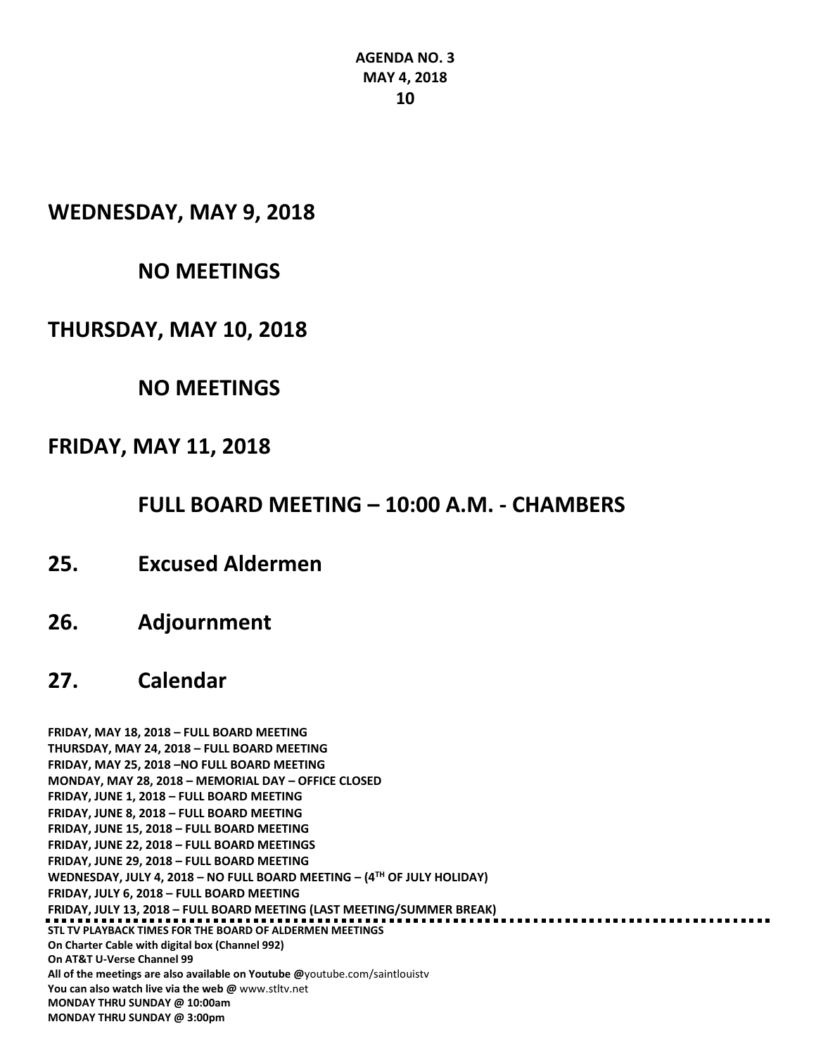**AGENDA NO. 3**
**MAY 4, 2018**

## WEDNESDAY, MAY 9, 2018

### NO MEETINGS

## THURSDAY, MAY 10, 2018

### NO MEETINGS

## FRIDAY, MAY 11, 2018

### FULL BOARD MEETING – 10:00 A.M. - CHAMBERS

## 25. Excused Aldermen

## 26. Adjournment

## 27. Calendar

**FRIDAY, MAY 18, 2018 – FULL BOARD MEETING**
**THURSDAY, MAY 24, 2018 – FULL BOARD MEETING**
**FRIDAY, MAY 25, 2018 –NO FULL BOARD MEETING**
**MONDAY, MAY 28, 2018 – MEMORIAL DAY – OFFICE CLOSED**
**FRIDAY, JUNE 1, 2018 – FULL BOARD MEETING**
**FRIDAY, JUNE 8, 2018 – FULL BOARD MEETING**
**FRIDAY, JUNE 15, 2018 – FULL BOARD MEETING**
**FRIDAY, JUNE 22, 2018 – FULL BOARD MEETINGS**
**FRIDAY, JUNE 29, 2018 – FULL BOARD MEETING**
**WEDNESDAY, JULY 4, 2018 – NO FULL BOARD MEETING – (4TH OF JULY HOLIDAY)**
**FRIDAY, JULY 6, 2018 – FULL BOARD MEETING**
**FRIDAY, JULY 13, 2018 – FULL BOARD MEETING (LAST MEETING/SUMMER BREAK)**

---

**STL TV PLAYBACK TIMES FOR THE BOARD OF ALDERMEN MEETINGS**
**On Charter Cable with digital box (Channel 992)**
**On AT&T U-Verse Channel 99**
**All of the meetings are also available on Youtube @**youtube.com/saintlouistv
**You can also watch live via the web @** www.stltv.net
**MONDAY THRU SUNDAY @ 10:00am**
**MONDAY THRU SUNDAY @ 3:00pm**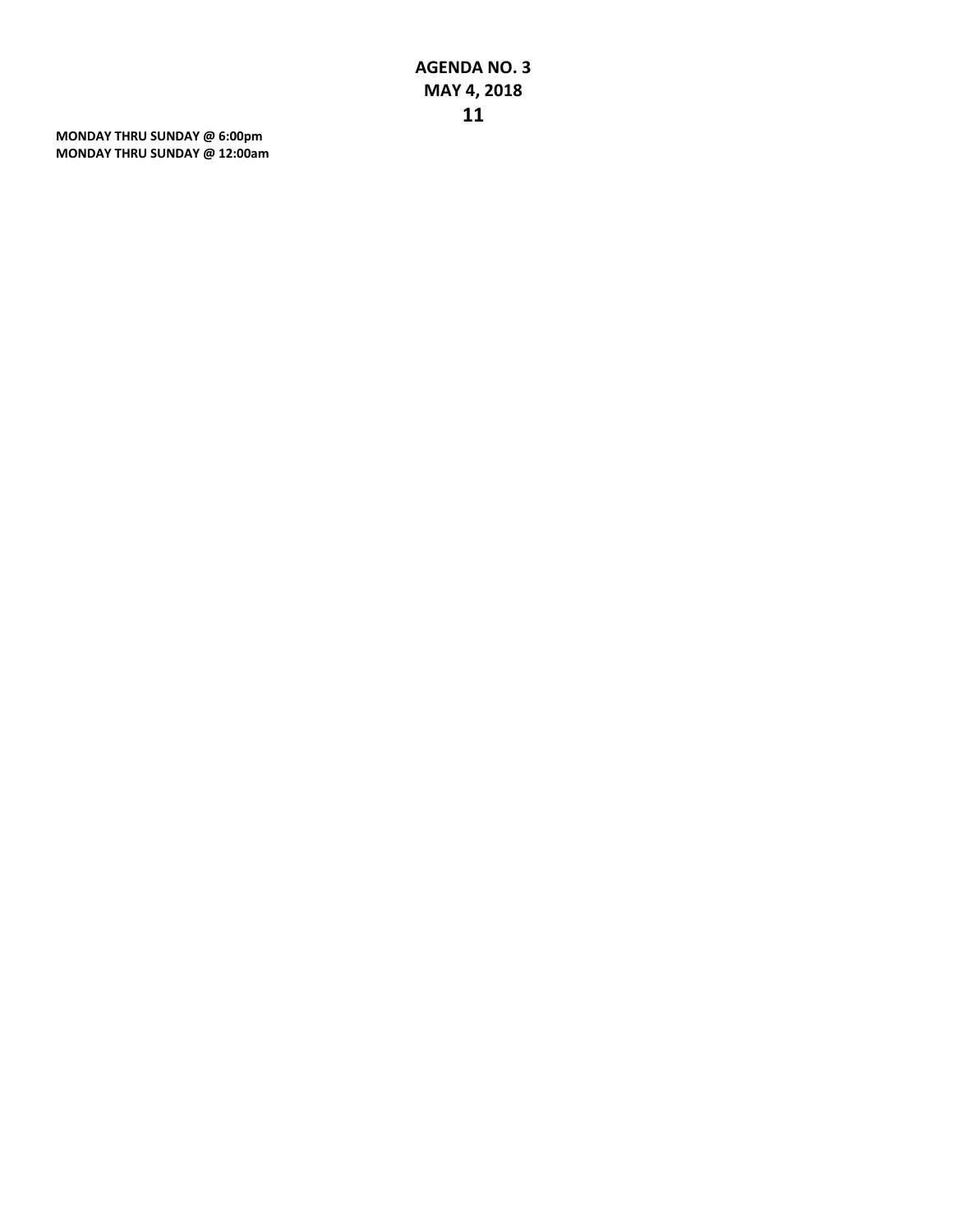**AGENDA NO. 3**
**MAY 4, 2018**

**MONDAY THRU SUNDAY @ 6:00pm**
**MONDAY THRU SUNDAY @ 12:00am**